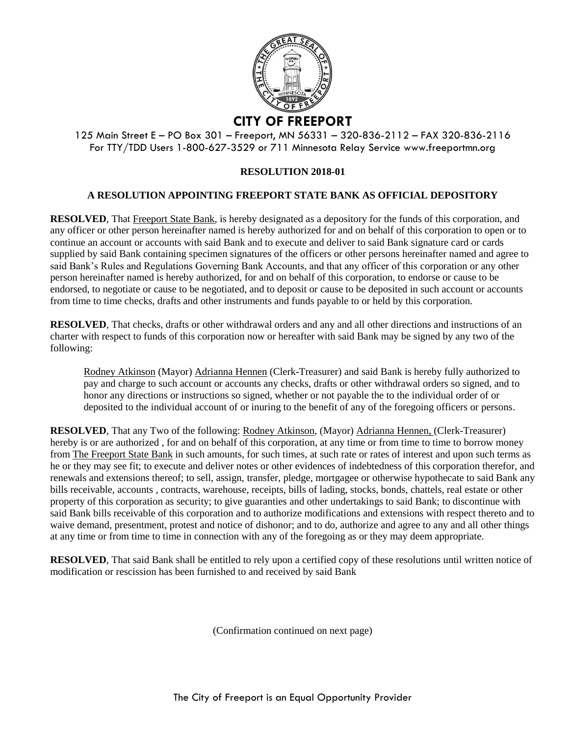# CITY OF FREEPORT

125 Main Street E – PO Box 301 – Freeport, MN 56331 – 320-836-2112 – FAX 320-836-2116
For TTY/TDD Users 1-800-627-3529 or 711 Minnesota Relay Service www.freeportmn.org

**RESOLUTION 2018-01**

**A RESOLUTION APPOINTING FREEPORT STATE BANK AS OFFICIAL DEPOSITORY**

**RESOLVED**, That Freeport State Bank, is hereby designated as a depository for the funds of this corporation, and any officer or other person hereinafter named is hereby authorized for and on behalf of this corporation to open or to continue an account or accounts with said Bank and to execute and deliver to said Bank signature card or cards supplied by said Bank containing specimen signatures of the officers or other persons hereinafter named and agree to said Bank's Rules and Regulations Governing Bank Accounts, and that any officer of this corporation or any other person hereinafter named is hereby authorized, for and on behalf of this corporation, to endorse or cause to be endorsed, to negotiate or cause to be negotiated, and to deposit or cause to be deposited in such account or accounts from time to time checks, drafts and other instruments and funds payable to or held by this corporation.

**RESOLVED**, That checks, drafts or other withdrawal orders and any and all other directions and instructions of an charter with respect to funds of this corporation now or hereafter with said Bank may be signed by any two of the following:

Rodney Atkinson (Mayor) Adrianna Hennen (Clerk-Treasurer) and said Bank is hereby fully authorized to pay and charge to such account or accounts any checks, drafts or other withdrawal orders so signed, and to honor any directions or instructions so signed, whether or not payable the to the individual order of or deposited to the individual account of or inuring to the benefit of any of the foregoing officers or persons.

**RESOLVED**, That any Two of the following: Rodney Atkinson, (Mayor) Adrianna Hennen, (Clerk-Treasurer) hereby is or are authorized , for and on behalf of this corporation, at any time or from time to time to borrow money from The Freeport State Bank in such amounts, for such times, at such rate or rates of interest and upon such terms as he or they may see fit; to execute and deliver notes or other evidences of indebtedness of this corporation therefor, and renewals and extensions thereof; to sell, assign, transfer, pledge, mortgagee or otherwise hypothecate to said Bank any bills receivable, accounts , contracts, warehouse, receipts, bills of lading, stocks, bonds, chattels, real estate or other property of this corporation as security; to give guaranties and other undertakings to said Bank; to discontinue with said Bank bills receivable of this corporation and to authorize modifications and extensions with respect thereto and to waive demand, presentment, protest and notice of dishonor; and to do, authorize and agree to any and all other things at any time or from time to time in connection with any of the foregoing as or they may deem appropriate.

**RESOLVED**, That said Bank shall be entitled to rely upon a certified copy of these resolutions until written notice of modification or rescission has been furnished to and received by said Bank

(Confirmation continued on next page)

The City of Freeport is an Equal Opportunity Provider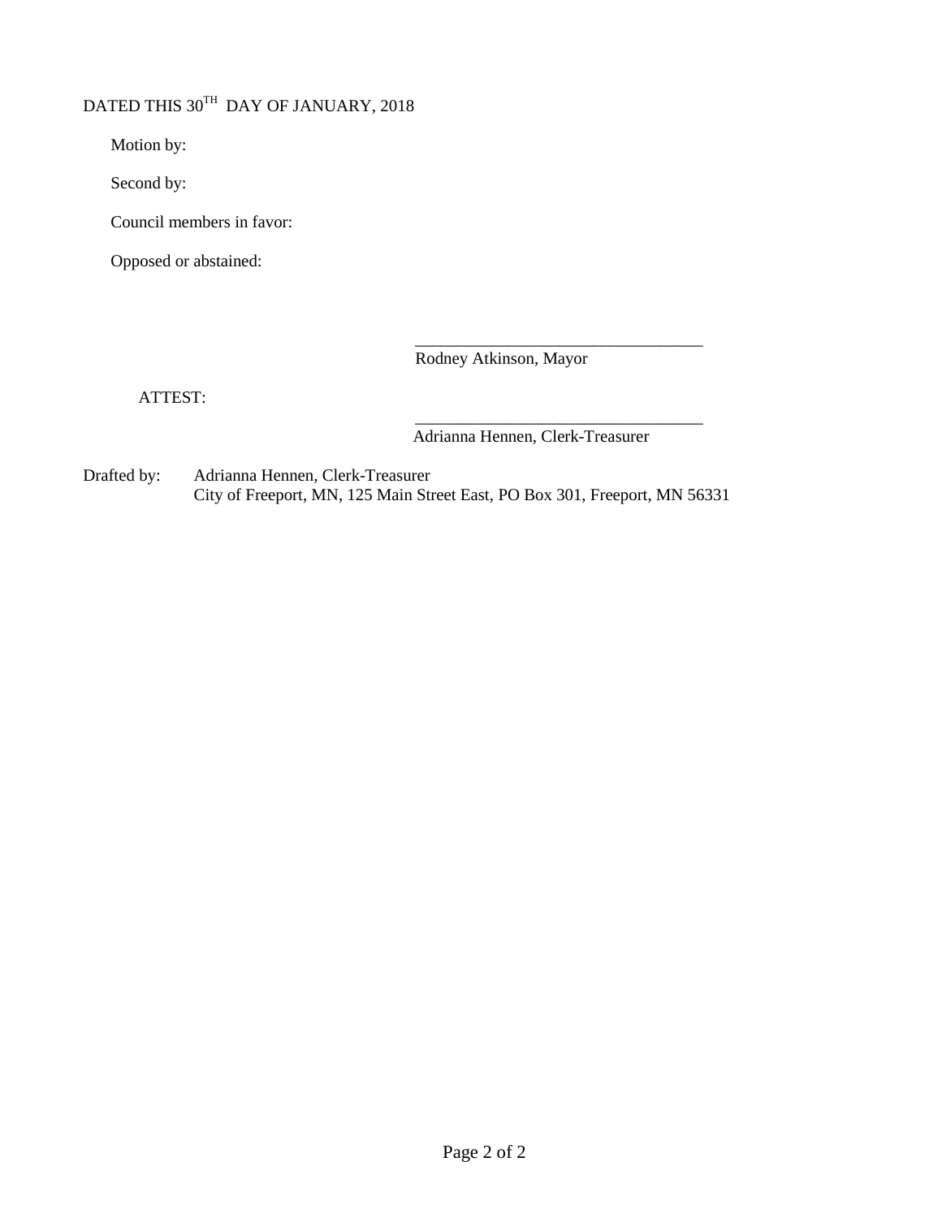DATED THIS 30TH DAY OF JANUARY, 2018

Motion by:

Second by:

Council members in favor:

Opposed or abstained:

\_\_\_\_\_\_\_\_\_\_\_\_\_\_\_\_\_\_\_\_\_\_\_\_\_\_\_\_\_\_\_\_\_\_\_
Rodney Atkinson, Mayor

ATTEST:

\_\_\_\_\_\_\_\_\_\_\_\_\_\_\_\_\_\_\_\_\_\_\_\_\_\_\_\_\_\_\_\_\_\_\_
Adrianna Hennen, Clerk-Treasurer

Drafted by: Adrianna Hennen, Clerk-Treasurer
City of Freeport, MN, 125 Main Street East, PO Box 301, Freeport, MN 56331